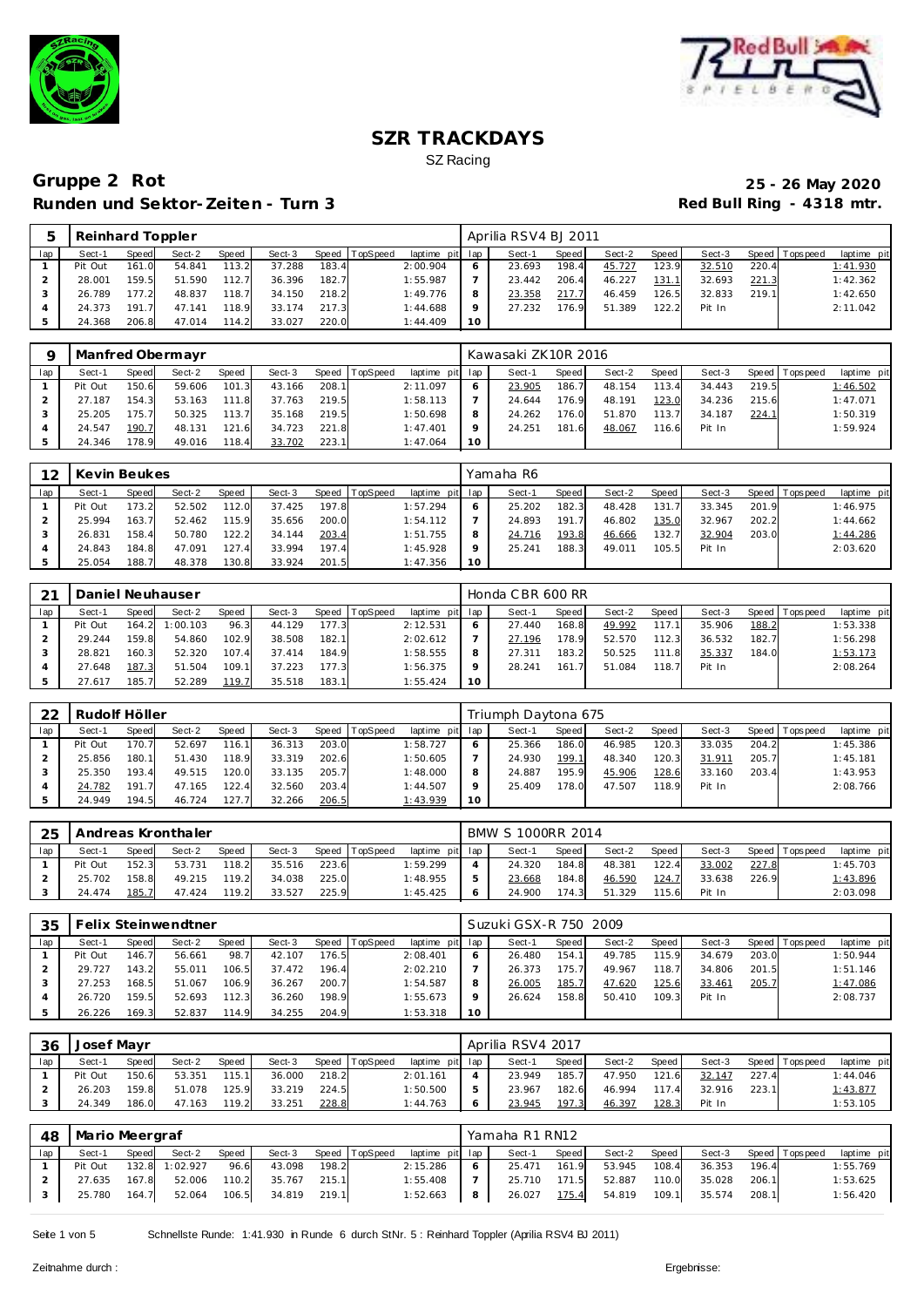# SZR TRACKDAYS

SZ Racing

## Gruppe 2 Rot

**Runden und Sektor-Zeiten - Turn 3**

**25 - 26 May 2020**

**Red Bull Ring - 4318 mtr.**

| 5 | Reinhard Toppler | | | | | | | | | Aprilia RSV4 BJ 2011 | | | | | | | | |
|---|---|---|---|---|---|---|---|---|---|---|---|---|---|---|---|---|---|---|
| lap | Sect-1 | Speed | Sect-2 | Speed | Sect-3 | Speed | TopSpeed | laptime pit | lap | Sect-1 | Speed | Sect-2 | Speed | Sect-3 | Speed | Topspeed | laptime pit |
| 1 | Pit Out | 161.0 | 54.841 | 113.2 | 37.288 | 183.4 | | 2:00.904 | 6 | 23.693 | 198.4 | 45.727 | 123.9 | 32.510 | 220.4 | | 1:41.930 |
| 2 | 28.001 | 159.5 | 51.590 | 112.7 | 36.396 | 182.7 | | 1:55.987 | 7 | 23.442 | 206.4 | 46.227 | 131.1 | 32.693 | 221.3 | | 1:42.362 |
| 3 | 26.789 | 177.2 | 48.837 | 118.7 | 34.150 | 218.2 | | 1:49.776 | 8 | 23.358 | 217.7 | 46.459 | 126.5 | 32.833 | 219.1 | | 1:42.650 |
| 4 | 24.373 | 191.7 | 47.141 | 118.9 | 33.174 | 217.3 | | 1:44.688 | 9 | 27.232 | 176.9 | 51.389 | 122.2 | Pit In | | | 2:11.042 |
| 5 | 24.368 | 206.8 | 47.014 | 114.2 | 33.027 | 220.0 | | 1:44.409 | 10 | | | | | | | | |

| 9 | Manfred Obermayr | | | | | | | | | Kawasaki ZK10R 2016 | | | | | | | |
|---|---|---|---|---|---|---|---|---|---|---|---|---|---|---|---|---|---|
| lap | Sect-1 | Speed | Sect-2 | Speed | Sect-3 | Speed | TopSpeed | laptime pit | lap | Sect-1 | Speed | Sect-2 | Speed | Sect-3 | Speed | Topspeed | laptime pit |
| 1 | Pit Out | 150.6 | 59.606 | 101.3 | 43.166 | 208.1 | | 2:11.097 | 6 | 23.905 | 186.7 | 48.154 | 113.4 | 34.443 | 219.5 | | 1:46.502 |
| 2 | 27.187 | 154.3 | 52.843 | 111.8 | 37.763 | 219.5 | | 1:58.113 | 7 | 24.644 | 176.9 | 48.191 | 123.0 | 34.236 | 215.6 | | 1:47.071 |
| 3 | 25.205 | 175.7 | 50.325 | 113.7 | 35.168 | 219.5 | | 1:50.698 | 8 | 24.262 | 176.0 | 51.870 | 113.7 | 34.187 | 224.1 | | 1:50.319 |
| 4 | 24.547 | 190.7 | 48.131 | 121.6 | 34.723 | 221.8 | | 1:47.401 | 9 | 24.251 | 181.6 | 48.067 | 116.6 | Pit In | | | 1:59.924 |
| 5 | 24.346 | 178.9 | 49.016 | 118.4 | 33.702 | 223.1 | | 1:47.064 | 10 | | | | | | | | |

| 12 | Kevin Beukes | | | | | | | | | Yamaha R6 | | | | | | | |
|---|---|---|---|---|---|---|---|---|---|---|---|---|---|---|---|---|---|
| lap | Sect-1 | Speed | Sect-2 | Speed | Sect-3 | Speed | TopSpeed | laptime pit | lap | Sect-1 | Speed | Sect-2 | Speed | Sect-3 | Speed | Topspeed | laptime pit |
| 1 | Pit Out | 173.2 | 52.502 | 112.0 | 37.425 | 197.8 | | 1:57.294 | 6 | 25.202 | 182.3 | 48.428 | 131.7 | 33.345 | 201.9 | | 1:46.975 |
| 2 | 25.994 | 163.7 | 52.462 | 115.9 | 35.656 | 200.0 | | 1:54.112 | 7 | 24.893 | 191.7 | 46.802 | 135.0 | 32.967 | 202.2 | | 1:44.662 |
| 3 | 26.831 | 158.4 | 50.780 | 122.2 | 34.144 | 203.4 | | 1:51.755 | 8 | 24.716 | 193.8 | 46.666 | 132.7 | 32.904 | 203.0 | | 1:44.286 |
| 4 | 24.843 | 184.8 | 47.091 | 127.4 | 33.994 | 197.4 | | 1:45.928 | 9 | 25.241 | 188.3 | 49.011 | 105.5 | Pit In | | | 2:03.620 |
| 5 | 25.054 | 188.7 | 48.378 | 130.8 | 33.924 | 201.5 | | 1:47.356 | 10 | | | | | | | | |

| 21 | Daniel Neuhauser | | | | | | | | | Honda CBR 600 RR | | | | | | | |
|---|---|---|---|---|---|---|---|---|---|---|---|---|---|---|---|---|---|
| lap | Sect-1 | Speed | Sect-2 | Speed | Sect-3 | Speed | TopSpeed | laptime pit | lap | Sect-1 | Speed | Sect-2 | Speed | Sect-3 | Speed | Topspeed | laptime pit |
| 1 | Pit Out | 164.2 | 1:00.103 | 96.3 | 44.129 | 177.3 | | 2:12.531 | 6 | 27.440 | 168.8 | 49.992 | 117.1 | 35.906 | 188.2 | | 1:53.338 |
| 2 | 29.244 | 159.8 | 54.860 | 102.9 | 38.508 | 182.1 | | 2:02.612 | 7 | 27.196 | 178.9 | 52.570 | 112.3 | 36.532 | 182.7 | | 1:56.298 |
| 3 | 28.821 | 160.3 | 52.320 | 107.4 | 37.414 | 184.9 | | 1:58.555 | 8 | 27.311 | 183.2 | 50.525 | 111.8 | 35.337 | 184.0 | | 1:53.173 |
| 4 | 27.648 | 187.3 | 51.504 | 109.1 | 37.223 | 177.3 | | 1:56.375 | 9 | 28.241 | 161.7 | 51.084 | 118.7 | Pit In | | | 2:08.264 |
| 5 | 27.617 | 185.7 | 52.289 | 119.7 | 35.518 | 183.1 | | 1:55.424 | 10 | | | | | | | | |

| 22 | Rudolf Höller | | | | | | | | | Triumph Daytona 675 | | | | | | | |
|---|---|---|---|---|---|---|---|---|---|---|---|---|---|---|---|---|---|
| lap | Sect-1 | Speed | Sect-2 | Speed | Sect-3 | Speed | TopSpeed | laptime pit | lap | Sect-1 | Speed | Sect-2 | Speed | Sect-3 | Speed | Topspeed | laptime pit |
| 1 | Pit Out | 170.7 | 52.697 | 116.1 | 36.313 | 203.0 | | 1:58.727 | 6 | 25.366 | 186.0 | 46.985 | 120.3 | 33.035 | 204.2 | | 1:45.386 |
| 2 | 25.856 | 180.1 | 51.430 | 118.9 | 33.319 | 202.6 | | 1:50.605 | 7 | 24.930 | 199.1 | 48.340 | 120.3 | 31.911 | 205.7 | | 1:45.181 |
| 3 | 25.350 | 193.4 | 49.515 | 120.0 | 33.135 | 205.7 | | 1:48.000 | 8 | 24.887 | 195.9 | 45.906 | 128.6 | 33.160 | 203.4 | | 1:43.953 |
| 4 | 24.782 | 191.7 | 47.165 | 122.4 | 32.560 | 203.4 | | 1:44.507 | 9 | 25.409 | 178.0 | 47.507 | 118.9 | Pit In | | | 2:08.766 |
| 5 | 24.949 | 194.5 | 46.724 | 127.7 | 32.266 | 206.5 | | 1:43.939 | 10 | | | | | | | | |

| 25 | Andreas Kronthaler | | | | | | | | | BMW S 1000RR 2014 | | | | | | | |
|---|---|---|---|---|---|---|---|---|---|---|---|---|---|---|---|---|---|
| lap | Sect-1 | Speed | Sect-2 | Speed | Sect-3 | Speed | TopSpeed | laptime pit | lap | Sect-1 | Speed | Sect-2 | Speed | Sect-3 | Speed | Topspeed | laptime pit |
| 1 | Pit Out | 152.3 | 53.731 | 118.2 | 35.516 | 223.6 | | 1:59.299 | 4 | 24.320 | 184.8 | 48.381 | 122.4 | 33.002 | 227.8 | | 1:45.703 |
| 2 | 25.702 | 158.8 | 49.215 | 119.2 | 34.038 | 225.0 | | 1:48.955 | 5 | 23.668 | 184.8 | 46.590 | 124.7 | 33.638 | 226.9 | | 1:43.896 |
| 3 | 24.474 | 185.7 | 47.424 | 119.2 | 33.527 | 225.9 | | 1:45.425 | 6 | 24.900 | 174.3 | 51.329 | 115.6 | Pit In | | | 2:03.098 |

| 35 | Felix Steinwendtner | | | | | | | | | Suzuki GSX-R 750 2009 | | | | | | | |
|---|---|---|---|---|---|---|---|---|---|---|---|---|---|---|---|---|---|
| lap | Sect-1 | Speed | Sect-2 | Speed | Sect-3 | Speed | TopSpeed | laptime pit | lap | Sect-1 | Speed | Sect-2 | Speed | Sect-3 | Speed | Topspeed | laptime pit |
| 1 | Pit Out | 146.7 | 56.661 | 98.7 | 42.107 | 176.5 | | 2:08.401 | 6 | 26.480 | 154.1 | 49.785 | 115.9 | 34.679 | 203.0 | | 1:50.944 |
| 2 | 29.727 | 143.2 | 55.011 | 106.5 | 37.472 | 196.4 | | 2:02.210 | 7 | 26.373 | 175.7 | 49.967 | 118.7 | 34.806 | 201.5 | | 1:51.146 |
| 3 | 27.253 | 168.5 | 51.067 | 106.9 | 36.267 | 200.7 | | 1:54.587 | 8 | 26.005 | 185.7 | 47.620 | 125.6 | 33.461 | 205.7 | | 1:47.086 |
| 4 | 26.720 | 159.5 | 52.693 | 112.3 | 36.260 | 198.9 | | 1:55.673 | 9 | 26.624 | 158.8 | 50.410 | 109.3 | Pit In | | | 2:08.737 |
| 5 | 26.226 | 169.3 | 52.837 | 114.9 | 34.255 | 204.9 | | 1:53.318 | 10 | | | | | | | | |

| 36 | Josef Mayr | | | | | | | | | Aprilia RSV4 2017 | | | | | | | |
|---|---|---|---|---|---|---|---|---|---|---|---|---|---|---|---|---|---|
| lap | Sect-1 | Speed | Sect-2 | Speed | Sect-3 | Speed | TopSpeed | laptime pit | lap | Sect-1 | Speed | Sect-2 | Speed | Sect-3 | Speed | Topspeed | laptime pit |
| 1 | Pit Out | 150.6 | 53.351 | 115.1 | 36.000 | 218.2 | | 2:01.161 | 4 | 23.949 | 185.7 | 47.950 | 121.6 | 32.147 | 227.4 | | 1:44.046 |
| 2 | 26.203 | 159.8 | 51.078 | 125.9 | 33.219 | 224.5 | | 1:50.500 | 5 | 23.967 | 182.6 | 46.994 | 117.4 | 32.916 | 223.1 | | 1:43.877 |
| 3 | 24.349 | 186.0 | 47.163 | 119.2 | 33.251 | 228.8 | | 1:44.763 | 6 | 23.945 | 197.3 | 46.397 | 128.3 | Pit In | | | 1:53.105 |

| 48 | Mario Meergraf | | | | | | | | | Yamaha R1 RN12 | | | | | | | |
|---|---|---|---|---|---|---|---|---|---|---|---|---|---|---|---|---|---|
| lap | Sect-1 | Speed | Sect-2 | Speed | Sect-3 | Speed | TopSpeed | laptime pit | lap | Sect-1 | Speed | Sect-2 | Speed | Sect-3 | Speed | Topspeed | laptime pit |
| 1 | Pit Out | 132.8 | 1:02.927 | 96.6 | 43.098 | 198.2 | | 2:15.286 | 6 | 25.471 | 161.9 | 53.945 | 108.4 | 36.353 | 196.4 | | 1:55.769 |
| 2 | 27.635 | 167.8 | 52.006 | 110.2 | 35.767 | 215.1 | | 1:55.408 | 7 | 25.710 | 171.5 | 52.887 | 110.0 | 35.028 | 206.1 | | 1:53.625 |
| 3 | 25.780 | 164.7 | 52.064 | 106.5 | 34.819 | 219.1 | | 1:52.663 | 8 | 26.027 | 175.4 | 54.819 | 109.1 | 35.574 | 208.1 | | 1:56.420 |

Schnellste Runde: 1:41.930 in Runde 6 durch StNr. 5 : Reinhard Toppler (Aprilia RSV4 BJ 2011)

Zeitnahme durch :

Ergebnisse: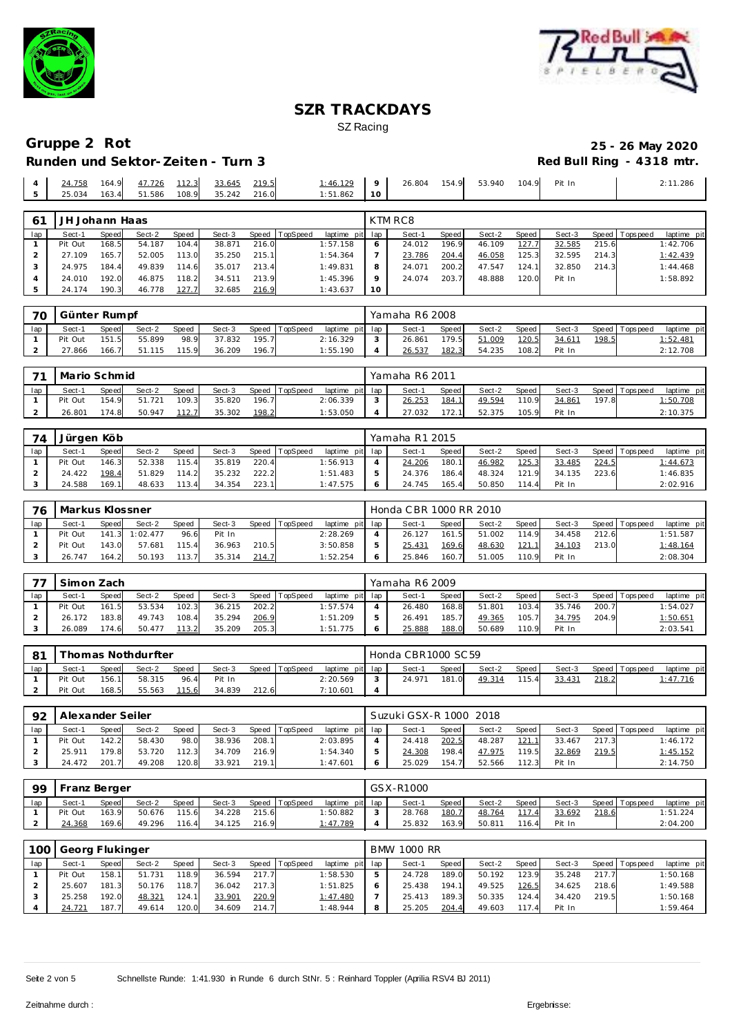# SZR TRACKDAYS

SZ Racing

## Gruppe 2 Rot

**25 - 26 May 2020**

### Runden und Sektor-Zeiten - Turn 3

**Red Bull Ring - 4318 mtr.**

| 4 | 24.758 | 164.9 | 47.726 | 112.3 | 33.645 | 219.5 | | 1:46.129 | 9 | 26.804 | 154.9 | 53.940 | 104.9 | Pit In | | | 2:11.286 |
|---|---|---|---|---|---|---|---|---|---|---|---|---|---|---|---|---|---|
| 5 | 25.034 | 163.4 | 51.586 | 108.9 | 35.242 | 216.0 | | 1:51.862 | 10 | | | | | | | | |

| 61 | JH Johann Haas | | | | | | | | KTM RC8 | | | | | | | | |
|---|---|---|---|---|---|---|---|---|---|---|---|---|---|---|---|---|---|
| lap | Sect-1 | Speed | Sect-2 | Speed | Sect-3 | Speed | TopSpeed | laptime pit | lap | Sect-1 | Speed | Sect-2 | Speed | Sect-3 | Speed | Topspeed | laptime pit |
| 1 | Pit Out | 168.5 | 54.187 | 104.4 | 38.871 | 216.0 | | 1:57.158 | 6 | 24.012 | 196.9 | 46.109 | 127.7 | 32.585 | 215.6 | | 1:42.706 |
| 2 | 27.109 | 165.7 | 52.005 | 113.0 | 35.250 | 215.1 | | 1:54.364 | 7 | 23.786 | 204.4 | 46.058 | 125.3 | 32.595 | 214.3 | | 1:42.439 |
| 3 | 24.975 | 184.4 | 49.839 | 114.6 | 35.017 | 213.4 | | 1:49.831 | 8 | 24.071 | 200.2 | 47.547 | 124.1 | 32.850 | 214.3 | | 1:44.468 |
| 4 | 24.010 | 192.0 | 46.875 | 118.2 | 34.511 | 213.9 | | 1:45.396 | 9 | 24.074 | 203.7 | 48.888 | 120.0 | Pit In | | | 1:58.892 |
| 5 | 24.174 | 190.3 | 46.778 | 127.7 | 32.685 | 216.9 | | 1:43.637 | 10 | | | | | | | | |

| 70 | Günter Rumpf | | | | | | | | Yamaha R6 2008 | | | | | | | | |
|---|---|---|---|---|---|---|---|---|---|---|---|---|---|---|---|---|---|
| lap | Sect-1 | Speed | Sect-2 | Speed | Sect-3 | Speed | TopSpeed | laptime pit | lap | Sect-1 | Speed | Sect-2 | Speed | Sect-3 | Speed | Topspeed | laptime pit |
| 1 | Pit Out | 151.5 | 55.899 | 98.9 | 37.832 | 195.7 | | 2:16.329 | 3 | 26.861 | 179.5 | 51.009 | 120.5 | 34.611 | 198.5 | | 1:52.481 |
| 2 | 27.866 | 166.7 | 51.115 | 115.9 | 36.209 | 196.7 | | 1:55.190 | 4 | 26.537 | 182.3 | 54.235 | 108.2 | Pit In | | | 2:12.708 |

| 71 | Mario Schmid | | | | | | | | Yamaha R6 2011 | | | | | | | | |
|---|---|---|---|---|---|---|---|---|---|---|---|---|---|---|---|---|---|
| lap | Sect-1 | Speed | Sect-2 | Speed | Sect-3 | Speed | TopSpeed | laptime pit | lap | Sect-1 | Speed | Sect-2 | Speed | Sect-3 | Speed | Topspeed | laptime pit |
| 1 | Pit Out | 154.9 | 51.721 | 109.3 | 35.820 | 196.7 | | 2:06.339 | 3 | 26.253 | 184.1 | 49.594 | 110.9 | 34.861 | 197.8 | | 1:50.708 |
| 2 | 26.801 | 174.8 | 50.947 | 112.7 | 35.302 | 198.2 | | 1:53.050 | 4 | 27.032 | 172.1 | 52.375 | 105.9 | Pit In | | | 2:10.375 |

| 74 | Jürgen Köb | | | | | | | | Yamaha R1 2015 | | | | | | | | |
|---|---|---|---|---|---|---|---|---|---|---|---|---|---|---|---|---|---|
| lap | Sect-1 | Speed | Sect-2 | Speed | Sect-3 | Speed | TopSpeed | laptime pit | lap | Sect-1 | Speed | Sect-2 | Speed | Sect-3 | Speed | Topspeed | laptime pit |
| 1 | Pit Out | 146.3 | 52.338 | 115.4 | 35.819 | 220.4 | | 1:56.913 | 4 | 24.206 | 180.1 | 46.982 | 125.3 | 33.485 | 224.5 | | 1:44.673 |
| 2 | 24.422 | 198.4 | 51.829 | 114.2 | 35.232 | 222.2 | | 1:51.483 | 5 | 24.376 | 186.4 | 48.324 | 121.9 | 34.135 | 223.6 | | 1:46.835 |
| 3 | 24.588 | 169.1 | 48.633 | 113.4 | 34.354 | 223.1 | | 1:47.575 | 6 | 24.745 | 165.4 | 50.850 | 114.4 | Pit In | | | 2:02.916 |

| 76 | Markus Klossner | | | | | | | | Honda CBR 1000 RR 2010 | | | | | | | | |
|---|---|---|---|---|---|---|---|---|---|---|---|---|---|---|---|---|---|
| lap | Sect-1 | Speed | Sect-2 | Speed | Sect-3 | Speed | TopSpeed | laptime pit | lap | Sect-1 | Speed | Sect-2 | Speed | Sect-3 | Speed | Topspeed | laptime pit |
| 1 | Pit Out | 141.3 | 1:02.477 | 96.6 | Pit In | | | 2:28.269 | 4 | 26.127 | 161.5 | 51.002 | 114.9 | 34.458 | 212.6 | | 1:51.587 |
| 2 | Pit Out | 143.0 | 57.681 | 115.4 | 36.963 | 210.5 | | 3:50.858 | 5 | 25.431 | 169.6 | 48.630 | 121.1 | 34.103 | 213.0 | | 1:48.164 |
| 3 | 26.747 | 164.2 | 50.193 | 113.7 | 35.314 | 214.7 | | 1:52.254 | 6 | 25.846 | 160.7 | 51.005 | 110.9 | Pit In | | | 2:08.304 |

| 77 | Simon Zach | | | | | | | | Yamaha R6 2009 | | | | | | | | |
|---|---|---|---|---|---|---|---|---|---|---|---|---|---|---|---|---|---|
| lap | Sect-1 | Speed | Sect-2 | Speed | Sect-3 | Speed | TopSpeed | laptime pit | lap | Sect-1 | Speed | Sect-2 | Speed | Sect-3 | Speed | Topspeed | laptime pit |
| 1 | Pit Out | 161.5 | 53.534 | 102.3 | 36.215 | 202.2 | | 1:57.574 | 4 | 26.480 | 168.8 | 51.801 | 103.4 | 35.746 | 200.7 | | 1:54.027 |
| 2 | 26.172 | 183.8 | 49.743 | 108.4 | 35.294 | 206.9 | | 1:51.209 | 5 | 26.491 | 185.7 | 49.365 | 105.7 | 34.795 | 204.9 | | 1:50.651 |
| 3 | 26.089 | 174.6 | 50.477 | 113.2 | 35.209 | 205.3 | | 1:51.775 | 6 | 25.888 | 188.0 | 50.689 | 110.9 | Pit In | | | 2:03.541 |

| 81 | Thomas Nothdurfter | | | | | | | | Honda CBR1000 SC59 | | | | | | | | |
|---|---|---|---|---|---|---|---|---|---|---|---|---|---|---|---|---|---|
| lap | Sect-1 | Speed | Sect-2 | Speed | Sect-3 | Speed | TopSpeed | laptime pit | lap | Sect-1 | Speed | Sect-2 | Speed | Sect-3 | Speed | Topspeed | laptime pit |
| 1 | Pit Out | 156.1 | 58.315 | 96.4 | Pit In | | | 2:20.569 | 3 | 24.971 | 181.0 | 49.314 | 115.4 | 33.431 | 218.2 | | 1:47.716 |
| 2 | Pit Out | 168.5 | 55.563 | 115.6 | 34.839 | 212.6 | | 7:10.601 | 4 | | | | | | | | |

| 92 | Alexander Seiler | | | | | | | | Suzuki GSX-R 1000 2018 | | | | | | | | |
|---|---|---|---|---|---|---|---|---|---|---|---|---|---|---|---|---|---|
| lap | Sect-1 | Speed | Sect-2 | Speed | Sect-3 | Speed | TopSpeed | laptime pit | lap | Sect-1 | Speed | Sect-2 | Speed | Sect-3 | Speed | Topspeed | laptime pit |
| 1 | Pit Out | 142.2 | 58.430 | 98.0 | 38.936 | 208.1 | | 2:03.895 | 4 | 24.418 | 202.5 | 48.287 | 121.1 | 33.467 | 217.3 | | 1:46.172 |
| 2 | 25.911 | 179.8 | 53.720 | 112.3 | 34.709 | 216.9 | | 1:54.340 | 5 | 24.308 | 198.4 | 47.975 | 119.5 | 32.869 | 219.5 | | 1:45.152 |
| 3 | 24.472 | 201.7 | 49.208 | 120.8 | 33.921 | 219.1 | | 1:47.601 | 6 | 25.029 | 154.7 | 52.566 | 112.3 | Pit In | | | 2:14.750 |

| 99 | Franz Berger | | | | | | | | GSX-R1000 | | | | | | | | |
|---|---|---|---|---|---|---|---|---|---|---|---|---|---|---|---|---|---|
| lap | Sect-1 | Speed | Sect-2 | Speed | Sect-3 | Speed | TopSpeed | laptime pit | lap | Sect-1 | Speed | Sect-2 | Speed | Sect-3 | Speed | Topspeed | laptime pit |
| 1 | Pit Out | 163.9 | 50.676 | 115.6 | 34.228 | 215.6 | | 1:50.882 | 3 | 28.768 | 180.7 | 48.764 | 117.4 | 33.692 | 218.6 | | 1:51.224 |
| 2 | 24.368 | 169.6 | 49.296 | 116.4 | 34.125 | 216.9 | | 1:47.789 | 4 | 25.832 | 163.9 | 50.811 | 116.4 | Pit In | | | 2:04.200 |

| 100 | Georg Flukinger | | | | | | | | BMW 1000 RR | | | | | | | | |
|---|---|---|---|---|---|---|---|---|---|---|---|---|---|---|---|---|---|
| lap | Sect-1 | Speed | Sect-2 | Speed | Sect-3 | Speed | TopSpeed | laptime pit | lap | Sect-1 | Speed | Sect-2 | Speed | Sect-3 | Speed | Topspeed | laptime pit |
| 1 | Pit Out | 158.1 | 51.731 | 118.9 | 36.594 | 217.7 | | 1:58.530 | 5 | 24.728 | 189.0 | 50.192 | 123.9 | 35.248 | 217.7 | | 1:50.168 |
| 2 | 25.607 | 181.3 | 50.176 | 118.7 | 36.042 | 217.3 | | 1:51.825 | 6 | 25.438 | 194.1 | 49.525 | 126.5 | 34.625 | 218.6 | | 1:49.588 |
| 3 | 25.258 | 192.0 | 48.321 | 124.1 | 33.901 | 220.9 | | 1:47.480 | 7 | 25.413 | 189.3 | 50.335 | 124.4 | 34.420 | 219.5 | | 1:50.168 |
| 4 | 24.721 | 187.7 | 49.614 | 120.0 | 34.609 | 214.7 | | 1:48.944 | 8 | 25.205 | 204.4 | 49.603 | 117.4 | Pit In | | | 1:59.464 |

Schnellste Runde: 1:41.930 in Runde 6 durch StNr. 5 : Reinhard Toppler (Aprilia RSV4 BJ 2011)

Zeitnahme durch :

Ergebnisse: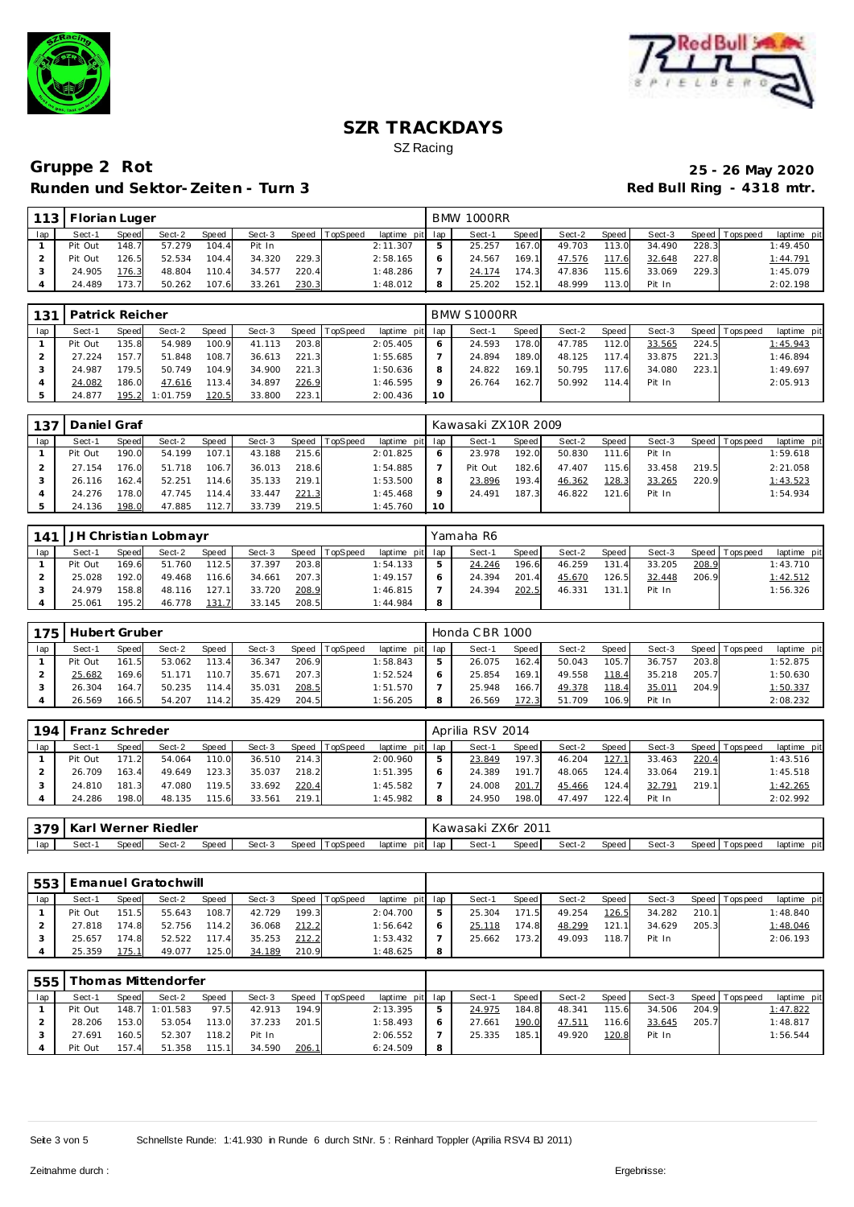# SZR TRACKDAYS

SZ Racing

## Gruppe 2 Rot

**25 - 26 May 2020**

**Runden und Sektor-Zeiten - Turn 3**

**Red Bull Ring - 4318 mtr.**

| 113 | Florian Luger | | | | | | | | BMW 1000RR | | | | | | | | |
|---|---|---|---|---|---|---|---|---|---|---|---|---|---|---|---|---|---|
| lap | Sect-1 | Speed | Sect-2 | Speed | Sect-3 | Speed | TopSpeed | laptime pit | lap | Sect-1 | Speed | Sect-2 | Speed | Sect-3 | Speed | Topspeed | laptime pit |
| 1 | Pit Out | 148.7 | 57.279 | 104.4 | Pit In | | | 2:11.307 | 5 | 25.257 | 167.0 | 49.703 | 113.0 | 34.490 | 228.3 | | 1:49.450 |
| 2 | Pit Out | 126.5 | 52.534 | 104.4 | 34.320 | 229.3 | | 2:58.165 | 6 | 24.567 | 169.1 | 47.576 | 117.6 | 32.648 | 227.8 | | 1:44.791 |
| 3 | 24.905 | 176.3 | 48.804 | 110.4 | 34.577 | 220.4 | | 1:48.286 | 7 | 24.174 | 174.3 | 47.836 | 115.6 | 33.069 | 229.3 | | 1:45.079 |
| 4 | 24.489 | 173.7 | 50.262 | 107.6 | 33.261 | 230.3 | | 1:48.012 | 8 | 25.202 | 152.1 | 48.999 | 113.0 | Pit In | | | 2:02.198 |

| 131 | Patrick Reicher | | | | | | | | BMW S1000RR | | | | | | | | |
|---|---|---|---|---|---|---|---|---|---|---|---|---|---|---|---|---|---|
| lap | Sect-1 | Speed | Sect-2 | Speed | Sect-3 | Speed | TopSpeed | laptime pit | lap | Sect-1 | Speed | Sect-2 | Speed | Sect-3 | Speed | Topspeed | laptime pit |
| 1 | Pit Out | 135.8 | 54.989 | 100.9 | 41.113 | 203.8 | | 2:05.405 | 6 | 24.593 | 178.0 | 47.785 | 112.0 | 33.565 | 224.5 | | 1:45.943 |
| 2 | 27.224 | 157.7 | 51.848 | 108.7 | 36.613 | 221.3 | | 1:55.685 | 7 | 24.894 | 189.0 | 48.125 | 117.4 | 33.875 | 221.3 | | 1:46.894 |
| 3 | 24.987 | 179.5 | 50.749 | 104.9 | 34.900 | 221.3 | | 1:50.636 | 8 | 24.822 | 169.1 | 50.795 | 117.6 | 34.080 | 223.1 | | 1:49.697 |
| 4 | 24.082 | 186.0 | 47.616 | 113.4 | 34.897 | 226.9 | | 1:46.595 | 9 | 26.764 | 162.7 | 50.992 | 114.4 | Pit In | | | 2:05.913 |
| 5 | 24.877 | 195.2 | 1:01.759 | 120.5 | 33.800 | 223.1 | | 2:00.436 | 10 | | | | | | | | |

| 137 | Daniel Graf | | | | | | | | Kawasaki ZX10R 2009 | | | | | | | | |
|---|---|---|---|---|---|---|---|---|---|---|---|---|---|---|---|---|---|
| lap | Sect-1 | Speed | Sect-2 | Speed | Sect-3 | Speed | TopSpeed | laptime pit | lap | Sect-1 | Speed | Sect-2 | Speed | Sect-3 | Speed | Topspeed | laptime pit |
| 1 | Pit Out | 190.0 | 54.199 | 107.1 | 43.188 | 215.6 | | 2:01.825 | 6 | 23.978 | 192.0 | 50.830 | 111.6 | Pit In | | | 1:59.618 |
| 2 | 27.154 | 176.0 | 51.718 | 106.7 | 36.013 | 218.6 | | 1:54.885 | 7 | Pit Out | 182.6 | 47.407 | 115.6 | 33.458 | 219.5 | | 2:21.058 |
| 3 | 26.116 | 162.4 | 52.251 | 114.6 | 35.133 | 219.1 | | 1:53.500 | 8 | 23.896 | 193.4 | 46.362 | 128.3 | 33.265 | 220.9 | | 1:43.523 |
| 4 | 24.276 | 178.0 | 47.745 | 114.4 | 33.447 | 221.3 | | 1:45.468 | 9 | 24.491 | 187.3 | 46.822 | 121.6 | Pit In | | | 1:54.934 |
| 5 | 24.136 | 198.0 | 47.885 | 112.7 | 33.739 | 219.5 | | 1:45.760 | 10 | | | | | | | | |

| 141 | JH Christian Lobmayr | | | | | | | | Yamaha R6 | | | | | | | | |
|---|---|---|---|---|---|---|---|---|---|---|---|---|---|---|---|---|---|
| lap | Sect-1 | Speed | Sect-2 | Speed | Sect-3 | Speed | TopSpeed | laptime pit | lap | Sect-1 | Speed | Sect-2 | Speed | Sect-3 | Speed | Topspeed | laptime pit |
| 1 | Pit Out | 169.6 | 51.760 | 112.5 | 37.397 | 203.8 | | 1:54.133 | 5 | 24.246 | 196.6 | 46.259 | 131.4 | 33.205 | 208.9 | | 1:43.710 |
| 2 | 25.028 | 192.0 | 49.468 | 116.6 | 34.661 | 207.3 | | 1:49.157 | 6 | 24.394 | 201.4 | 45.670 | 126.5 | 32.448 | 206.9 | | 1:42.512 |
| 3 | 24.979 | 158.8 | 48.116 | 127.1 | 33.720 | 208.9 | | 1:46.815 | 7 | 24.394 | 202.5 | 46.331 | 131.1 | Pit In | | | 1:56.326 |
| 4 | 25.061 | 195.2 | 46.778 | 131.7 | 33.145 | 208.5 | | 1:44.984 | 8 | | | | | | | | |

| 175 | Hubert Gruber | | | | | | | | Honda CBR 1000 | | | | | | | | |
|---|---|---|---|---|---|---|---|---|---|---|---|---|---|---|---|---|---|
| lap | Sect-1 | Speed | Sect-2 | Speed | Sect-3 | Speed | TopSpeed | laptime pit | lap | Sect-1 | Speed | Sect-2 | Speed | Sect-3 | Speed | Topspeed | laptime pit |
| 1 | Pit Out | 161.5 | 53.062 | 113.4 | 36.347 | 206.9 | | 1:58.843 | 5 | 26.075 | 162.4 | 50.043 | 105.7 | 36.757 | 203.8 | | 1:52.875 |
| 2 | 25.682 | 169.6 | 51.171 | 110.7 | 35.671 | 207.3 | | 1:52.524 | 6 | 25.854 | 169.1 | 49.558 | 118.4 | 35.218 | 205.7 | | 1:50.630 |
| 3 | 26.304 | 164.7 | 50.235 | 114.4 | 35.031 | 208.5 | | 1:51.570 | 7 | 25.948 | 166.7 | 49.378 | 118.4 | 35.011 | 204.9 | | 1:50.337 |
| 4 | 26.569 | 166.5 | 54.207 | 114.2 | 35.429 | 204.5 | | 1:56.205 | 8 | 26.569 | 172.3 | 51.709 | 106.9 | Pit In | | | 2:08.232 |

| 194 | Franz Schreder | | | | | | | | Aprilia RSV 2014 | | | | | | | | |
|---|---|---|---|---|---|---|---|---|---|---|---|---|---|---|---|---|---|
| lap | Sect-1 | Speed | Sect-2 | Speed | Sect-3 | Speed | TopSpeed | laptime pit | lap | Sect-1 | Speed | Sect-2 | Speed | Sect-3 | Speed | Topspeed | laptime pit |
| 1 | Pit Out | 171.2 | 54.064 | 110.0 | 36.510 | 214.3 | | 2:00.960 | 5 | 23.849 | 197.3 | 46.204 | 127.1 | 33.463 | 220.4 | | 1:43.516 |
| 2 | 26.709 | 163.4 | 49.649 | 123.3 | 35.037 | 218.2 | | 1:51.395 | 6 | 24.389 | 191.7 | 48.065 | 124.4 | 33.064 | 219.1 | | 1:45.518 |
| 3 | 24.810 | 181.3 | 47.080 | 119.5 | 33.692 | 220.4 | | 1:45.582 | 7 | 24.008 | 201.7 | 45.466 | 124.4 | 32.791 | 219.1 | | 1:42.265 |
| 4 | 24.286 | 198.0 | 48.135 | 115.6 | 33.561 | 219.1 | | 1:45.982 | 8 | 24.950 | 198.0 | 47.497 | 122.4 | Pit In | | | 2:02.992 |

| 379 | Karl Werner Riedler | | | | | | | | Kawasaki ZX6r 2011 | | | | | | | | |
|---|---|---|---|---|---|---|---|---|---|---|---|---|---|---|---|---|---|
| lap | Sect-1 | Speed | Sect-2 | Speed | Sect-3 | Speed | TopSpeed | laptime pit | lap | Sect-1 | Speed | Sect-2 | Speed | Sect-3 | Speed | Topspeed | laptime pit |

| 553 | Emanuel Gratochwill | | | | | | | | | | | | | | | | |
|---|---|---|---|---|---|---|---|---|---|---|---|---|---|---|---|---|---|
| lap | Sect-1 | Speed | Sect-2 | Speed | Sect-3 | Speed | TopSpeed | laptime pit | lap | Sect-1 | Speed | Sect-2 | Speed | Sect-3 | Speed | Topspeed | laptime pit |
| 1 | Pit Out | 151.5 | 55.643 | 108.7 | 42.729 | 199.3 | | 2:04.700 | 5 | 25.304 | 171.5 | 49.254 | 126.5 | 34.282 | 210.1 | | 1:48.840 |
| 2 | 27.818 | 174.8 | 52.756 | 114.2 | 36.068 | 212.2 | | 1:56.642 | 6 | 25.118 | 174.8 | 48.299 | 121.1 | 34.629 | 205.3 | | 1:48.046 |
| 3 | 25.657 | 174.8 | 52.522 | 117.4 | 35.253 | 212.2 | | 1:53.432 | 7 | 25.662 | 173.2 | 49.093 | 118.7 | Pit In | | | 2:06.193 |
| 4 | 25.359 | 175.1 | 49.077 | 125.0 | 34.189 | 210.9 | | 1:48.625 | 8 | | | | | | | | |

| 555 | Thomas Mittendorfer | | | | | | | | | | | | | | | | |
|---|---|---|---|---|---|---|---|---|---|---|---|---|---|---|---|---|---|
| lap | Sect-1 | Speed | Sect-2 | Speed | Sect-3 | Speed | TopSpeed | laptime pit | lap | Sect-1 | Speed | Sect-2 | Speed | Sect-3 | Speed | Topspeed | laptime pit |
| 1 | Pit Out | 148.7 | 1:01.583 | 97.5 | 42.913 | 194.9 | | 2:13.395 | 5 | 24.975 | 184.8 | 48.341 | 115.6 | 34.506 | 204.9 | | 1:47.822 |
| 2 | 28.206 | 153.0 | 53.054 | 113.0 | 37.233 | 201.5 | | 1:58.493 | 6 | 27.661 | 190.0 | 47.511 | 116.6 | 33.645 | 205.7 | | 1:48.817 |
| 3 | 27.691 | 160.5 | 52.307 | 118.2 | Pit In | | | 2:06.552 | 7 | 25.335 | 185.1 | 49.920 | 120.8 | Pit In | | | 1:56.544 |
| 4 | Pit Out | 157.4 | 51.358 | 115.1 | 34.590 | 206.1 | | 6:24.509 | 8 | | | | | | | | |

Schnellste Runde: 1:41.930 in Runde 6 durch StNr. 5 : Reinhard Toppler (Aprilia RSV4 BJ 2011)

Zeitnahme durch :

Ergebnisse: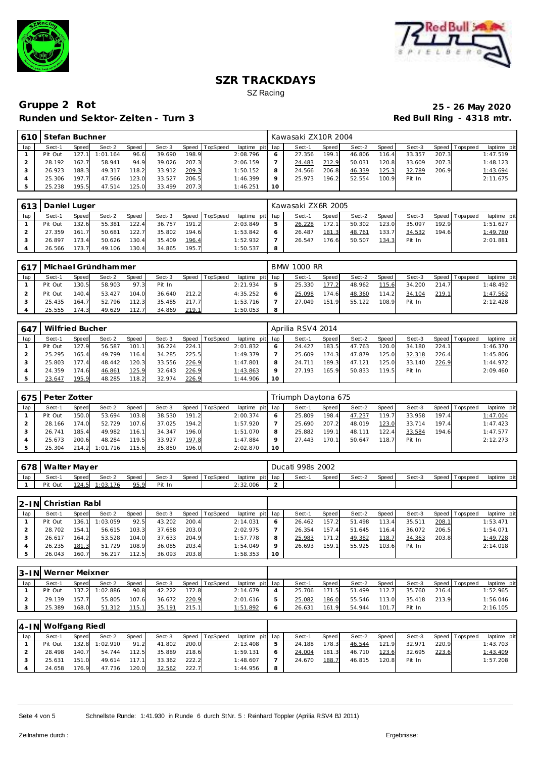# SZR TRACKDAYS

SZ Racing

## Gruppe 2 Rot

**25 - 26 May 2020**

### Runden und Sektor-Zeiten - Turn 3

**Red Bull Ring - 4318 mtr.**

| 610 | Stefan Buchner | | | | | | | | Kawasaki ZX10R 2004 | | | | | | | | |
|---|---|---|---|---|---|---|---|---|---|---|---|---|---|---|---|---|---|
| lap | Sect-1 | Speed | Sect-2 | Speed | Sect-3 | Speed | TopSpeed | laptime pit | lap | Sect-1 | Speed | Sect-2 | Speed | Sect-3 | Speed | Topspeed | laptime pit |
| 1 | Pit Out | 127.1 | 1:01.164 | 96.6 | 39.690 | 198.9 | | 2:08.796 | 6 | 27.356 | 199.1 | 46.806 | 116.4 | 33.357 | 207.3 | | 1:47.519 |
| 2 | 28.192 | 162.7 | 58.941 | 94.9 | 39.026 | 207.3 | | 2:06.159 | 7 | 24.483 | 212.9 | 50.031 | 120.8 | 33.609 | 207.3 | | 1:48.123 |
| 3 | 26.923 | 188.3 | 49.317 | 118.2 | 33.912 | 209.3 | | 1:50.152 | 8 | 24.566 | 206.8 | 46.339 | 125.3 | 32.789 | 206.9 | | 1:43.694 |
| 4 | 25.306 | 197.7 | 47.566 | 123.0 | 33.527 | 206.5 | | 1:46.399 | 9 | 25.973 | 196.2 | 52.554 | 100.9 | Pit In | | | 2:11.675 |
| 5 | 25.238 | 195.5 | 47.514 | 125.0 | 33.499 | 207.3 | | 1:46.251 | 10 | | | | | | | | |

| 613 | Daniel Luger | | | | | | | | Kawasaki ZX6R 2005 | | | | | | | | |
|---|---|---|---|---|---|---|---|---|---|---|---|---|---|---|---|---|---|
| lap | Sect-1 | Speed | Sect-2 | Speed | Sect-3 | Speed | TopSpeed | laptime pit | lap | Sect-1 | Speed | Sect-2 | Speed | Sect-3 | Speed | Topspeed | laptime pit |
| 1 | Pit Out | 132.6 | 55.381 | 122.4 | 36.757 | 191.2 | | 2:03.849 | 5 | 26.228 | 172.1 | 50.302 | 123.0 | 35.097 | 192.9 | | 1:51.627 |
| 2 | 27.359 | 161.7 | 50.681 | 122.7 | 35.802 | 194.6 | | 1:53.842 | 6 | 26.487 | 181.3 | 48.761 | 133.7 | 34.532 | 194.6 | | 1:49.780 |
| 3 | 26.897 | 173.4 | 50.626 | 130.4 | 35.409 | 196.4 | | 1:52.932 | 7 | 26.547 | 176.6 | 50.507 | 134.3 | Pit In | | | 2:01.881 |
| 4 | 26.566 | 173.7 | 49.106 | 130.4 | 34.865 | 195.7 | | 1:50.537 | 8 | | | | | | | | |

| 617 | Michael Gründhammer | | | | | | | | BMW 1000 RR | | | | | | | | |
|---|---|---|---|---|---|---|---|---|---|---|---|---|---|---|---|---|---|
| lap | Sect-1 | Speed | Sect-2 | Speed | Sect-3 | Speed | TopSpeed | laptime pit | lap | Sect-1 | Speed | Sect-2 | Speed | Sect-3 | Speed | Topspeed | laptime pit |
| 1 | Pit Out | 130.5 | 58.903 | 97.3 | Pit In | | | 2:21.934 | 5 | 25.330 | 177.2 | 48.962 | 115.6 | 34.200 | 214.7 | | 1:48.492 |
| 2 | Pit Out | 140.4 | 53.427 | 104.0 | 36.640 | 212.2 | | 4:35.252 | 6 | 25.098 | 174.6 | 48.360 | 114.2 | 34.104 | 219.1 | | 1:47.562 |
| 3 | 25.435 | 164.7 | 52.796 | 112.3 | 35.485 | 217.7 | | 1:53.716 | 7 | 27.049 | 151.9 | 55.122 | 108.9 | Pit In | | | 2:12.428 |
| 4 | 25.555 | 174.3 | 49.629 | 112.7 | 34.869 | 219.1 | | 1:50.053 | 8 | | | | | | | | |

| 647 | Wilfried Bucher | | | | | | | | Aprilia RSV4 2014 | | | | | | | | |
|---|---|---|---|---|---|---|---|---|---|---|---|---|---|---|---|---|---|
| lap | Sect-1 | Speed | Sect-2 | Speed | Sect-3 | Speed | TopSpeed | laptime pit | lap | Sect-1 | Speed | Sect-2 | Speed | Sect-3 | Speed | Topspeed | laptime pit |
| 1 | Pit Out | 127.9 | 56.587 | 101.1 | 36.224 | 224.1 | | 2:01.832 | 6 | 24.427 | 183.5 | 47.763 | 120.0 | 34.180 | 224.1 | | 1:46.370 |
| 2 | 25.295 | 165.4 | 49.799 | 116.4 | 34.285 | 225.5 | | 1:49.379 | 7 | 25.609 | 174.3 | 47.879 | 125.0 | 32.318 | 226.4 | | 1:45.806 |
| 3 | 25.803 | 177.4 | 48.442 | 120.3 | 33.556 | 226.9 | | 1:47.801 | 8 | 24.711 | 189.3 | 47.121 | 125.0 | 33.140 | 226.9 | | 1:44.972 |
| 4 | 24.359 | 174.6 | 46.861 | 125.9 | 32.643 | 226.9 | | 1:43.863 | 9 | 27.193 | 165.9 | 50.833 | 119.5 | Pit In | | | 2:09.460 |
| 5 | 23.647 | 195.9 | 48.285 | 118.2 | 32.974 | 226.9 | | 1:44.906 | 10 | | | | | | | | |

| 675 | Peter Zotter | | | | | | | | Triumph Daytona 675 | | | | | | | | |
|---|---|---|---|---|---|---|---|---|---|---|---|---|---|---|---|---|---|
| lap | Sect-1 | Speed | Sect-2 | Speed | Sect-3 | Speed | TopSpeed | laptime pit | lap | Sect-1 | Speed | Sect-2 | Speed | Sect-3 | Speed | Topspeed | laptime pit |
| 1 | Pit Out | 150.0 | 53.694 | 103.8 | 38.530 | 191.2 | | 2:00.374 | 6 | 25.809 | 198.4 | 47.237 | 119.7 | 33.958 | 197.4 | | 1:47.004 |
| 2 | 28.166 | 174.0 | 52.729 | 107.6 | 37.025 | 194.2 | | 1:57.920 | 7 | 25.690 | 207.2 | 48.019 | 123.0 | 33.714 | 197.4 | | 1:47.423 |
| 3 | 26.741 | 185.4 | 49.982 | 116.1 | 34.347 | 196.0 | | 1:51.070 | 8 | 25.882 | 199.1 | 48.111 | 122.4 | 33.584 | 194.6 | | 1:47.577 |
| 4 | 25.673 | 200.6 | 48.284 | 119.5 | 33.927 | 197.8 | | 1:47.884 | 9 | 27.443 | 170.1 | 50.647 | 118.7 | Pit In | | | 2:12.273 |
| 5 | 25.304 | 214.2 | 1:01.716 | 115.6 | 35.850 | 196.0 | | 2:02.870 | 10 | | | | | | | | |

| 678 | Walter Mayer | | | | | | | | Ducati 998s 2002 | | | | | | | | |
|---|---|---|---|---|---|---|---|---|---|---|---|---|---|---|---|---|---|
| lap | Sect-1 | Speed | Sect-2 | Speed | Sect-3 | Speed | TopSpeed | laptime pit | lap | Sect-1 | Speed | Sect-2 | Speed | Sect-3 | Speed | Topspeed | laptime pit |
| 1 | Pit Out | 124.5 | 1:03.176 | 95.9 | Pit In | | | 2:32.006 | 2 | | | | | | | | |

| 2-IN | Christian Rabl | | | | | | | | | | | | | | | | |
|---|---|---|---|---|---|---|---|---|---|---|---|---|---|---|---|---|---|
| lap | Sect-1 | Speed | Sect-2 | Speed | Sect-3 | Speed | TopSpeed | laptime pit | lap | Sect-1 | Speed | Sect-2 | Speed | Sect-3 | Speed | Topspeed | laptime pit |
| 1 | Pit Out | 136.1 | 1:03.059 | 92.5 | 43.202 | 200.4 | | 2:14.031 | 6 | 26.462 | 157.2 | 51.498 | 113.4 | 35.511 | 208.1 | | 1:53.471 |
| 2 | 28.702 | 154.1 | 56.615 | 103.3 | 37.658 | 203.0 | | 2:02.975 | 7 | 26.354 | 157.4 | 51.645 | 116.4 | 36.072 | 206.5 | | 1:54.071 |
| 3 | 26.617 | 164.2 | 53.528 | 104.0 | 37.633 | 204.9 | | 1:57.778 | 8 | 25.983 | 171.2 | 49.382 | 118.7 | 34.363 | 203.8 | | 1:49.728 |
| 4 | 26.235 | 181.3 | 51.729 | 108.9 | 36.085 | 203.4 | | 1:54.049 | 9 | 26.693 | 159.1 | 55.925 | 103.6 | Pit In | | | 2:14.018 |
| 5 | 26.043 | 160.7 | 56.217 | 112.5 | 36.093 | 203.8 | | 1:58.353 | 10 | | | | | | | | |

| 3-IN | Werner Meixner | | | | | | | | | | | | | | | | |
|---|---|---|---|---|---|---|---|---|---|---|---|---|---|---|---|---|---|
| lap | Sect-1 | Speed | Sect-2 | Speed | Sect-3 | Speed | TopSpeed | laptime pit | lap | Sect-1 | Speed | Sect-2 | Speed | Sect-3 | Speed | Topspeed | laptime pit |
| 1 | Pit Out | 137.2 | 1:02.886 | 90.8 | 42.222 | 172.8 | | 2:14.679 | 4 | 25.706 | 171.5 | 51.499 | 112.7 | 35.760 | 216.4 | | 1:52.965 |
| 2 | 29.139 | 157.7 | 55.805 | 107.6 | 36.672 | 220.9 | | 2:01.616 | 5 | 25.082 | 186.0 | 55.546 | 113.0 | 35.418 | 213.9 | | 1:56.046 |
| 3 | 25.389 | 168.0 | 51.312 | 115.1 | 35.191 | 215.1 | | 1:51.892 | 6 | 26.631 | 161.9 | 54.944 | 101.7 | Pit In | | | 2:16.105 |

| 4-IN | Wolfgang Riedl | | | | | | | | | | | | | | | | |
|---|---|---|---|---|---|---|---|---|---|---|---|---|---|---|---|---|---|
| lap | Sect-1 | Speed | Sect-2 | Speed | Sect-3 | Speed | TopSpeed | laptime pit | lap | Sect-1 | Speed | Sect-2 | Speed | Sect-3 | Speed | Topspeed | laptime pit |
| 1 | Pit Out | 132.8 | 1:02.910 | 91.2 | 41.802 | 200.0 | | 2:13.408 | 5 | 24.188 | 178.3 | 46.544 | 121.9 | 32.971 | 220.9 | | 1:43.703 |
| 2 | 28.498 | 140.7 | 54.744 | 112.5 | 35.889 | 218.6 | | 1:59.131 | 6 | 24.004 | 181.3 | 46.710 | 123.6 | 32.695 | 223.6 | | 1:43.409 |
| 3 | 25.631 | 151.0 | 49.614 | 117.1 | 33.362 | 222.2 | | 1:48.607 | 7 | 24.670 | 188.7 | 46.815 | 120.8 | Pit In | | | 1:57.208 |
| 4 | 24.658 | 176.9 | 47.736 | 120.0 | 32.562 | 222.7 | | 1:44.956 | 8 | | | | | | | | |

Schnellste Runde: 1:41.930 in Runde 6 durch StNr. 5 : Reinhard Toppler (Aprilia RSV4 BJ 2011)

Zeitnahme durch :

Ergebnisse: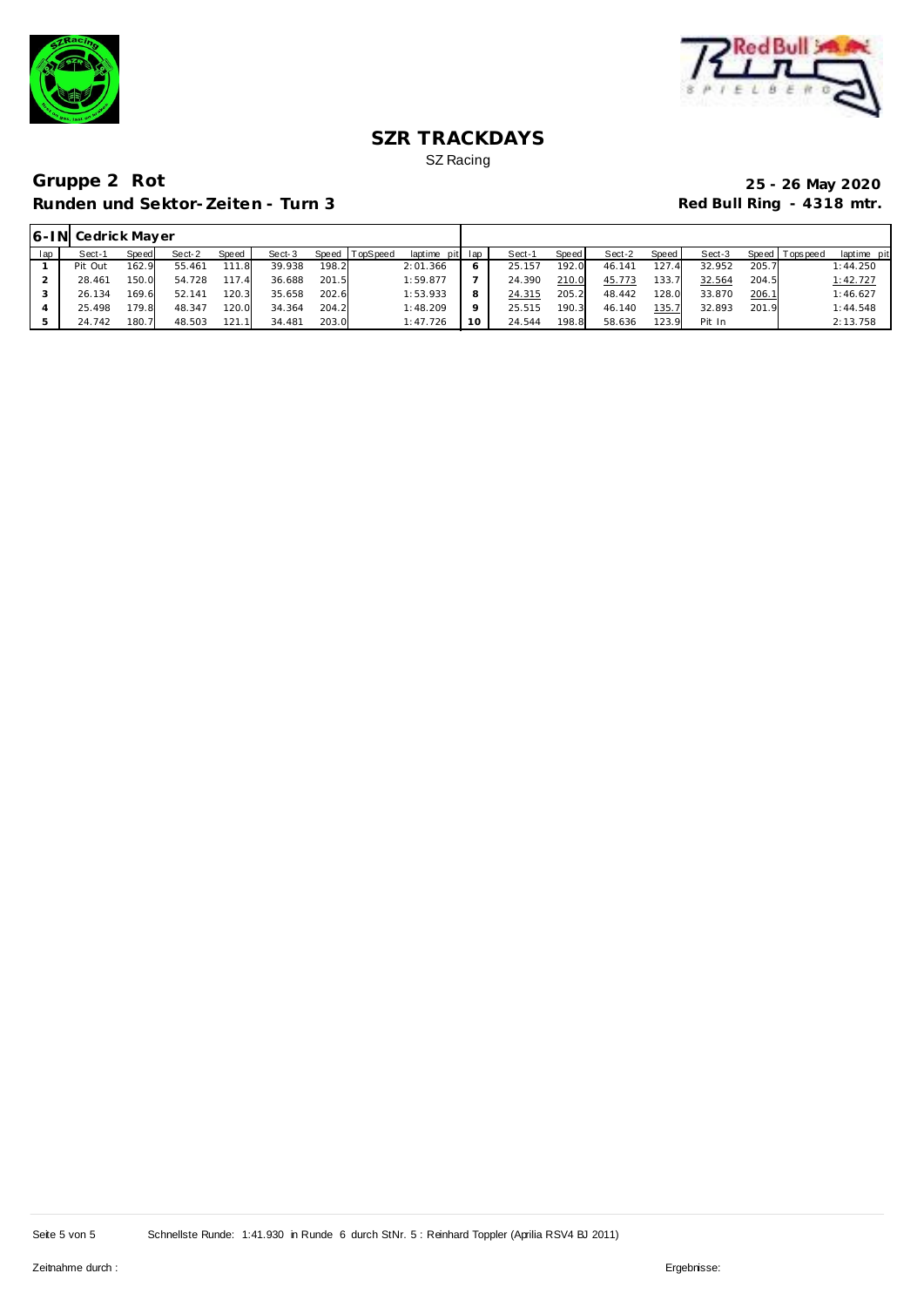# SZR TRACKDAYS

SZ Racing

## Gruppe 2 Rot

**25 - 26 May 2020**

**Runden und Sektor-Zeiten - Turn 3**

**Red Bull Ring - 4318 mtr.**

### 6-IN Cedrick Mayer

| lap | Sect-1 | Speed | Sect-2 | Speed | Sect-3 | Speed | TopSpeed | laptime pit | lap | Sect-1 | Speed | Sect-2 | Speed | Sect-3 | Speed | Topspeed | laptime pit |
|---|---|---|---|---|---|---|---|---|---|---|---|---|---|---|---|---|---|
| 1 | Pit Out | 162.9 | 55.461 | 111.8 | 39.938 | 198.2 | | 2:01.366 | 6 | 25.157 | 192.0 | 46.141 | 127.4 | 32.952 | 205.7 | | 1:44.250 |
| 2 | 28.461 | 150.0 | 54.728 | 117.4 | 36.688 | 201.5 | | 1:59.877 | 7 | 24.390 | 210.0 | 45.773 | 133.7 | 32.564 | 204.5 | | 1:42.727 |
| 3 | 26.134 | 169.6 | 52.141 | 120.3 | 35.658 | 202.6 | | 1:53.933 | 8 | 24.315 | 205.2 | 48.442 | 128.0 | 33.870 | 206.1 | | 1:46.627 |
| 4 | 25.498 | 179.8 | 48.347 | 120.0 | 34.364 | 204.2 | | 1:48.209 | 9 | 25.515 | 190.3 | 46.140 | 135.7 | 32.893 | 201.9 | | 1:44.548 |
| 5 | 24.742 | 180.7 | 48.503 | 121.1 | 34.481 | 203.0 | | 1:47.726 | 10 | 24.544 | 198.8 | 58.636 | 123.9 | Pit In | | | 2:13.758 |

Schnellste Runde: 1:41.930 in Runde 6 durch StNr. 5 : Reinhard Toppler (Aprilia RSV4 BJ 2011)

Zeitnahme durch :

Ergebnisse: